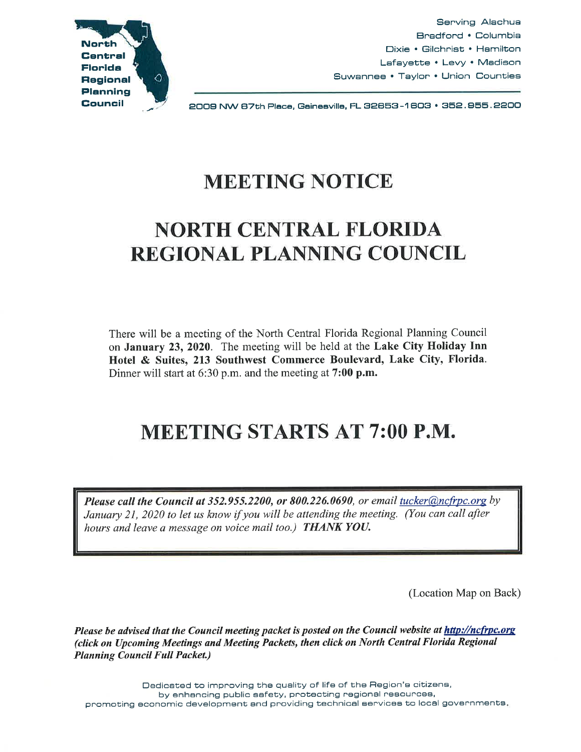North Central Florida Regional Planning Council

Serving Alachua
Bradford • Columbia
Dixie • Gilchrist • Hamilton
Lafayette • Levy • Madison
Suwannee • Taylor • Union Counties

2009 NW 67th Place, Gainesville, FL 32653-1603 • 352.955.2200

# MEETING NOTICE

# NORTH CENTRAL FLORIDA REGIONAL PLANNING COUNCIL

There will be a meeting of the North Central Florida Regional Planning Council on **January 23, 2020**. The meeting will be held at the **Lake City Holiday Inn Hotel & Suites, 213 Southwest Commerce Boulevard, Lake City, Florida**. Dinner will start at 6:30 p.m. and the meeting at **7:00 p.m.**

# MEETING STARTS AT 7:00 P.M.

***Please call the Council at 352.955.2200, or 800.226.0690***, *or email tucker@ncfrpc.org by January 21, 2020 to let us know if you will be attending the meeting. (You can call after hours and leave a message on voice mail too.)* ***THANK YOU.***

(Location Map on Back)

***Please be advised that the Council meeting packet is posted on the Council website at http://ncfrpc.org (click on Upcoming Meetings and Meeting Packets, then click on North Central Florida Regional Planning Council Full Packet.)***

Dedicated to improving the quality of life of the Region's citizens,
by enhancing public safety, protecting regional resources,
promoting economic development and providing technical services to local governments.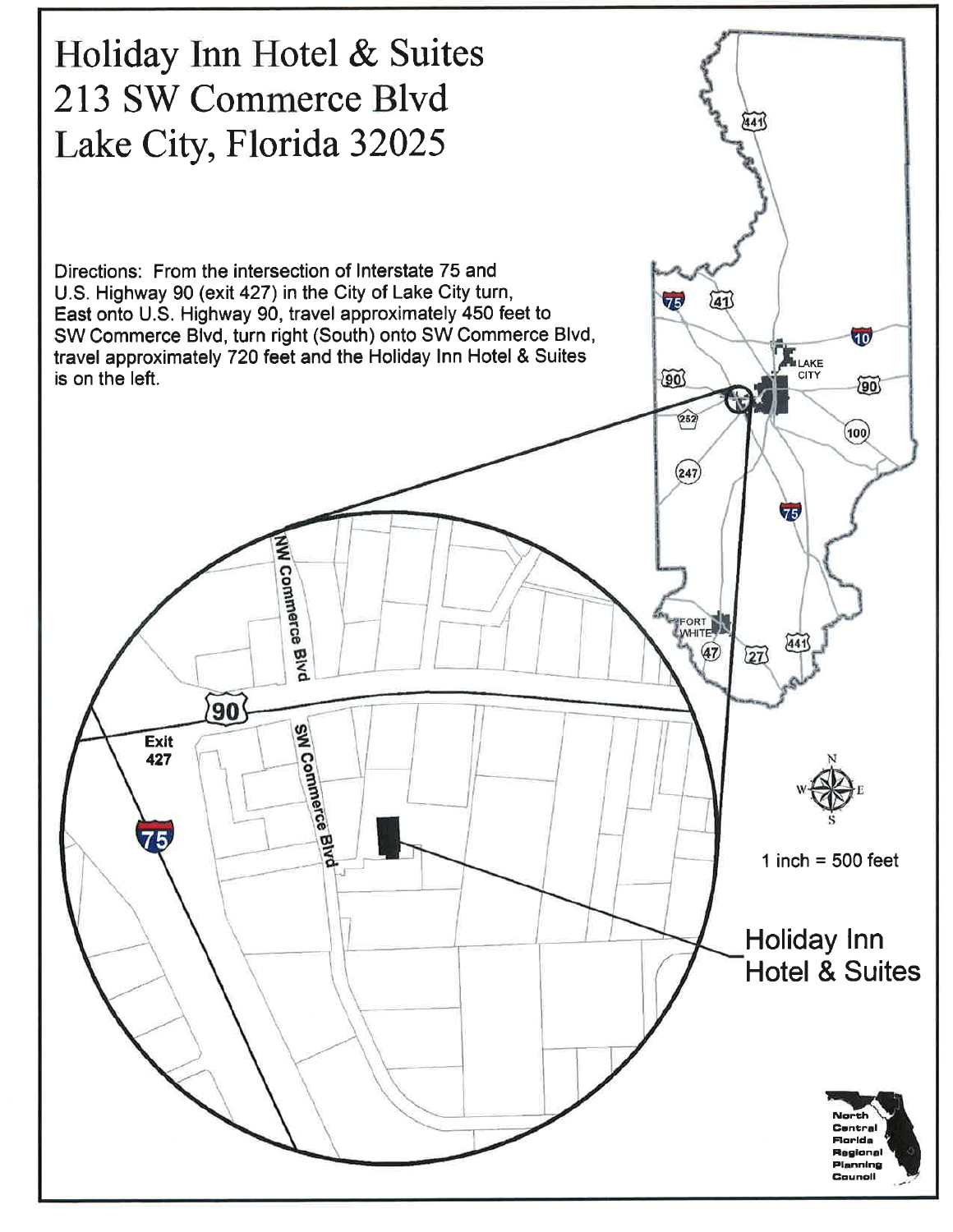# Holiday Inn Hotel & Suites
# 213 SW Commerce Blvd
# Lake City, Florida 32025

Directions: From the intersection of Interstate 75 and U.S. Highway 90 (exit 427) in the City of Lake City turn, East onto U.S. Highway 90, travel approximately 450 feet to SW Commerce Blvd, turn right (South) onto SW Commerce Blvd, travel approximately 720 feet and the Holiday Inn Hotel & Suites is on the left.

1 inch = 500 feet

Holiday Inn Hotel & Suites

North Central Florida Regional Planning Council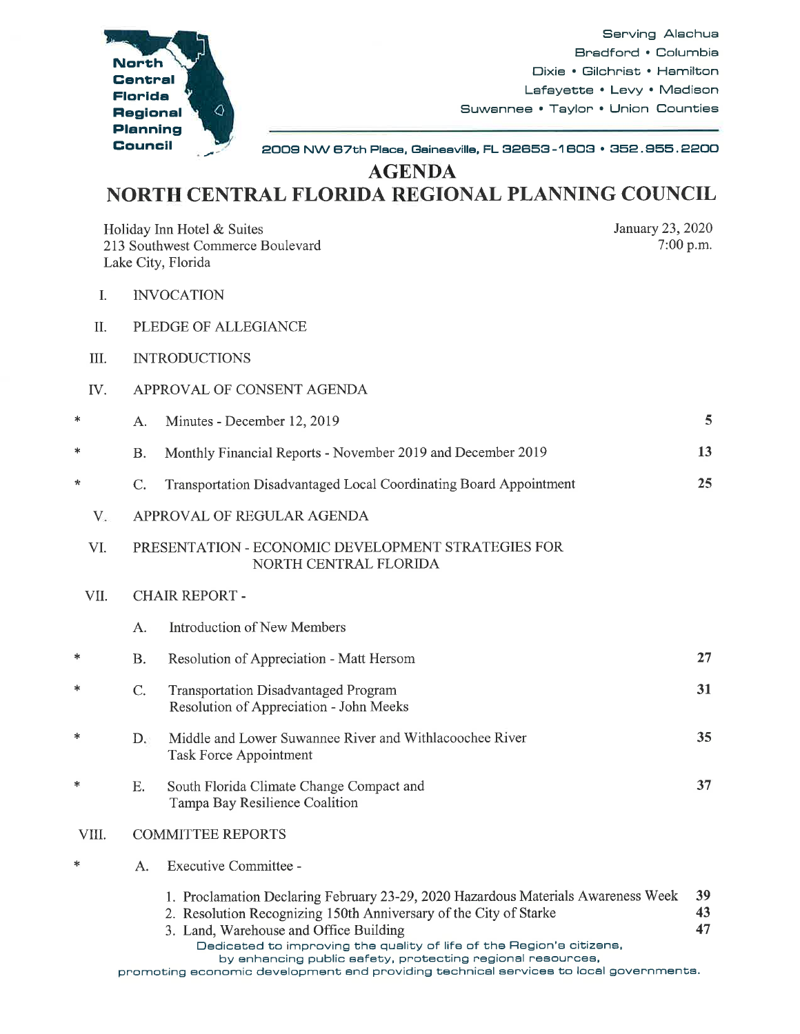North Central Florida Regional Planning Council

Serving Alachua
Bradford • Columbia
Dixie • Gilchrist • Hamilton
Lafayette • Levy • Madison
Suwannee • Taylor • Union Counties

2009 NW 67th Place, Gainesville, FL 32653-1603 • 352.955.2200

# AGENDA
# NORTH CENTRAL FLORIDA REGIONAL PLANNING COUNCIL

Holiday Inn Hotel & Suites
213 Southwest Commerce Boulevard
Lake City, Florida

January 23, 2020
7:00 p.m.

I. INVOCATION

II. PLEDGE OF ALLEGIANCE

III. INTRODUCTIONS

IV. APPROVAL OF CONSENT AGENDA

| | | | |
|---|---|---|---|
| * | A. | Minutes - December 12, 2019 | 5 |
| * | B. | Monthly Financial Reports - November 2019 and December 2019 | 13 |
| * | C. | Transportation Disadvantaged Local Coordinating Board Appointment | 25 |

V. APPROVAL OF REGULAR AGENDA

VI. PRESENTATION - ECONOMIC DEVELOPMENT STRATEGIES FOR NORTH CENTRAL FLORIDA

VII. CHAIR REPORT -

| | | | |
|---|---|---|---|
| | A. | Introduction of New Members | |
| * | B. | Resolution of Appreciation - Matt Hersom | 27 |
| * | C. | Transportation Disadvantaged Program Resolution of Appreciation - John Meeks | 31 |
| * | D. | Middle and Lower Suwannee River and Withlacoochee River Task Force Appointment | 35 |
| * | E. | South Florida Climate Change Compact and Tampa Bay Resilience Coalition | 37 |

VIII. COMMITTEE REPORTS

\* A. Executive Committee -

| | |
|---|---|
| 1. Proclamation Declaring February 23-29, 2020 Hazardous Materials Awareness Week | 39 |
| 2. Resolution Recognizing 150th Anniversary of the City of Starke | 43 |
| 3. Land, Warehouse and Office Building | 47 |

Dedicated to improving the quality of life of the Region's citizens, by enhancing public safety, protecting regional resources, promoting economic development and providing technical services to local governments.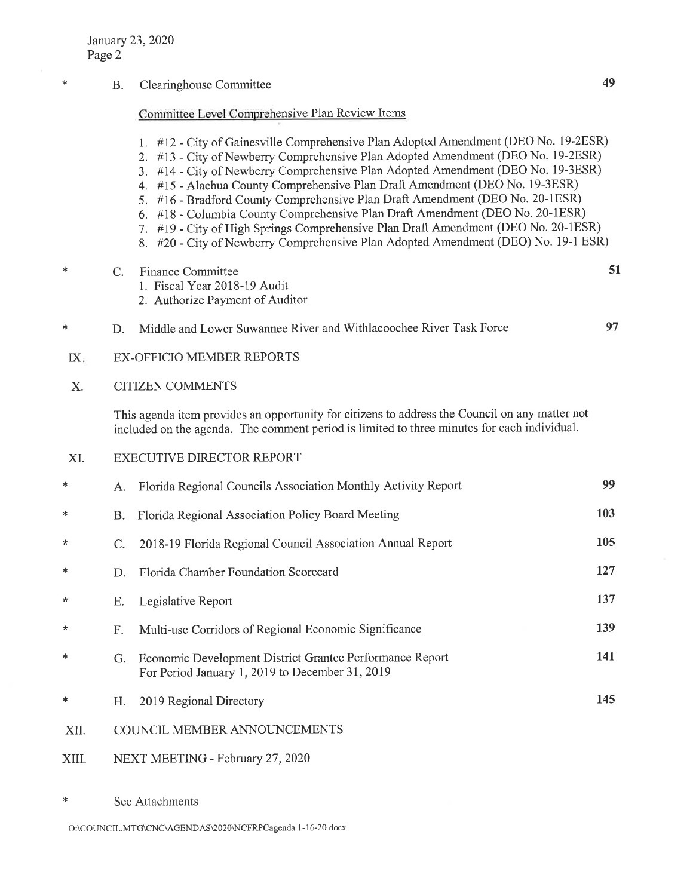January 23, 2020
Page 2

\* B. Clearinghouse Committee **49**

Committee Level Comprehensive Plan Review Items

1. #12 - City of Gainesville Comprehensive Plan Adopted Amendment (DEO No. 19-2ESR)
2. #13 - City of Newberry Comprehensive Plan Adopted Amendment (DEO No. 19-2ESR)
3. #14 - City of Newberry Comprehensive Plan Adopted Amendment (DEO No. 19-3ESR)
4. #15 - Alachua County Comprehensive Plan Draft Amendment (DEO No. 19-3ESR)
5. #16 - Bradford County Comprehensive Plan Draft Amendment (DEO No. 20-1ESR)
6. #18 - Columbia County Comprehensive Plan Draft Amendment (DEO No. 20-1ESR)
7. #19 - City of High Springs Comprehensive Plan Draft Amendment (DEO No. 20-1ESR)
8. #20 - City of Newberry Comprehensive Plan Adopted Amendment (DEO) No. 19-1 ESR)

\* C. Finance Committee **51**
1. Fiscal Year 2018-19 Audit
2. Authorize Payment of Auditor

\* D. Middle and Lower Suwannee River and Withlacoochee River Task Force **97**

IX. EX-OFFICIO MEMBER REPORTS

X. CITIZEN COMMENTS

This agenda item provides an opportunity for citizens to address the Council on any matter not included on the agenda. The comment period is limited to three minutes for each individual.

XI. EXECUTIVE DIRECTOR REPORT

\* A. Florida Regional Councils Association Monthly Activity Report **99**

\* B. Florida Regional Association Policy Board Meeting **103**

\* C. 2018-19 Florida Regional Council Association Annual Report **105**

\* D. Florida Chamber Foundation Scorecard **127**

\* E. Legislative Report **137**

\* F. Multi-use Corridors of Regional Economic Significance **139**

\* G. Economic Development District Grantee Performance Report For Period January 1, 2019 to December 31, 2019 **141**

\* H. 2019 Regional Directory **145**

XII. COUNCIL MEMBER ANNOUNCEMENTS

XIII. NEXT MEETING - February 27, 2020

\* See Attachments

O:\COUNCIL.MTG\CNC\AGENDAS\2020\NCFRPCagenda 1-16-20.docx